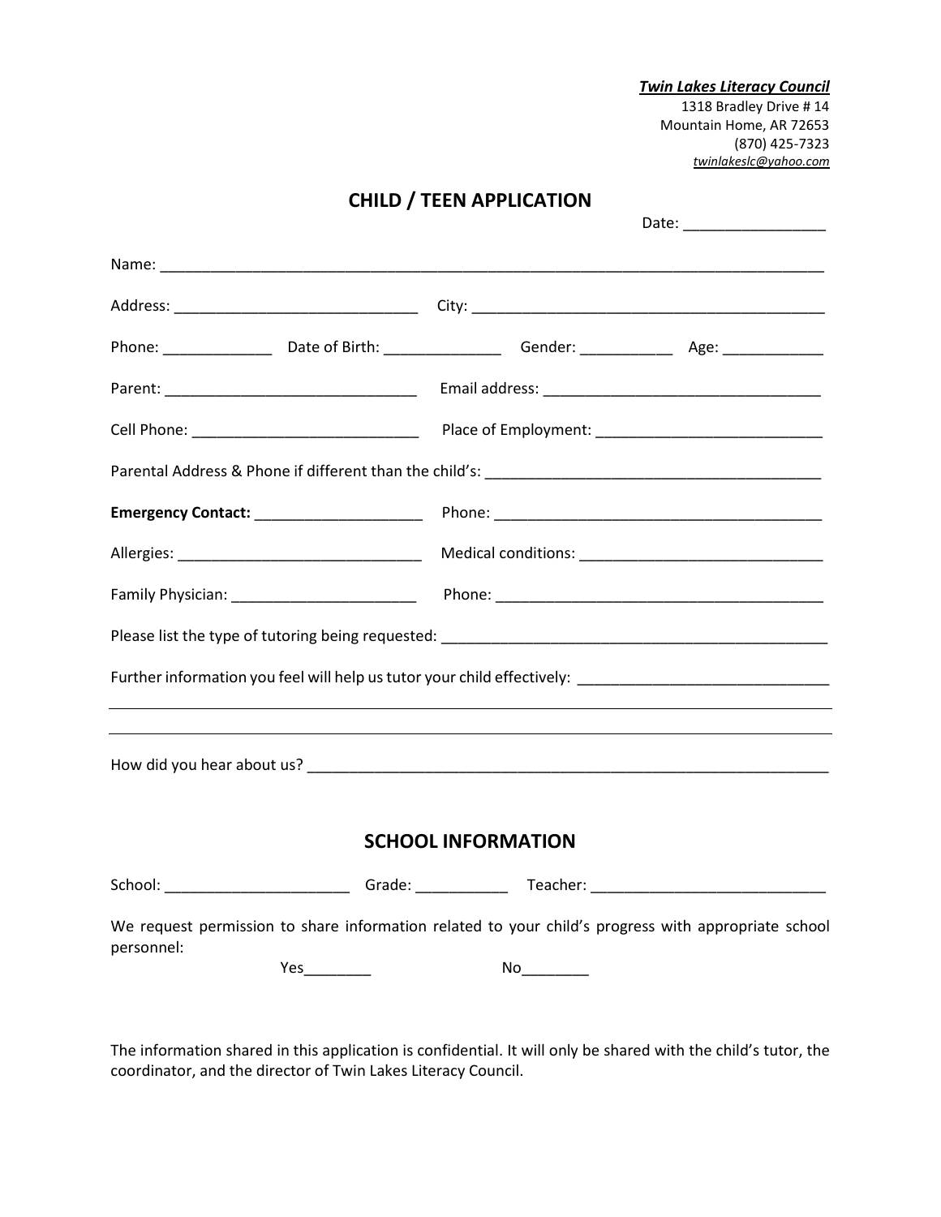***Twin Lakes Literacy Council***
1318 Bradley Drive # 14
Mountain Home, AR 72653
(870) 425-7323
*twinlakeslc@yahoo.com*

## CHILD / TEEN APPLICATION

Date: _________________

Name: ___________________________________________________________________________

Address: _____________________________ City: __________________________________________

Phone: _____________ Date of Birth: ______________ Gender: ___________ Age: ____________

Parent: ______________________________ Email address: _________________________________

Cell Phone: ___________________________ Place of Employment: ___________________________

Parental Address & Phone if different than the child's: ________________________________________

**Emergency Contact:** ____________________ Phone: ________________________________________

Allergies: _____________________________ Medical conditions: _____________________________

Family Physician: ______________________ Phone: ________________________________________

Please list the type of tutoring being requested: ______________________________________________

Further information you feel will help us tutor your child effectively: _____________________________

_____________________________________________________________________________________

_____________________________________________________________________________________

How did you hear about us? ______________________________________________________________

## SCHOOL INFORMATION

School: ______________________ Grade: ___________ Teacher: ___________________________

We request permission to share information related to your child's progress with appropriate school personnel:

Yes________ No________

The information shared in this application is confidential. It will only be shared with the child's tutor, the coordinator, and the director of Twin Lakes Literacy Council.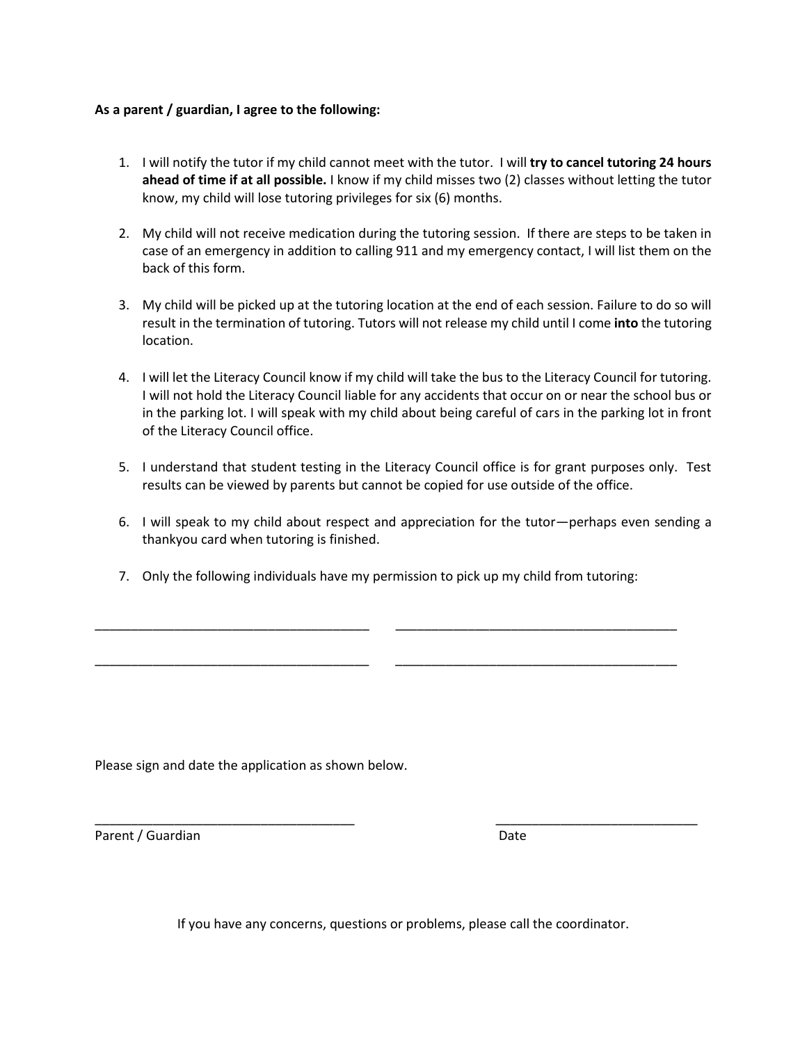**As a parent / guardian, I agree to the following:**

1. I will notify the tutor if my child cannot meet with the tutor. I will **try to cancel tutoring 24 hours ahead of time if at all possible.** I know if my child misses two (2) classes without letting the tutor know, my child will lose tutoring privileges for six (6) months.

2. My child will not receive medication during the tutoring session. If there are steps to be taken in case of an emergency in addition to calling 911 and my emergency contact, I will list them on the back of this form.

3. My child will be picked up at the tutoring location at the end of each session. Failure to do so will result in the termination of tutoring. Tutors will not release my child until I come **into** the tutoring location.

4. I will let the Literacy Council know if my child will take the bus to the Literacy Council for tutoring. I will not hold the Literacy Council liable for any accidents that occur on or near the school bus or in the parking lot. I will speak with my child about being careful of cars in the parking lot in front of the Literacy Council office.

5. I understand that student testing in the Literacy Council office is for grant purposes only. Test results can be viewed by parents but cannot be copied for use outside of the office.

6. I will speak to my child about respect and appreciation for the tutor—perhaps even sending a thankyou card when tutoring is finished.

7. Only the following individuals have my permission to pick up my child from tutoring:

________________________________________ ________________________________________

________________________________________ ________________________________________

Please sign and date the application as shown below.

_____________________________________ _____________________________

Parent / Guardian Date

If you have any concerns, questions or problems, please call the coordinator.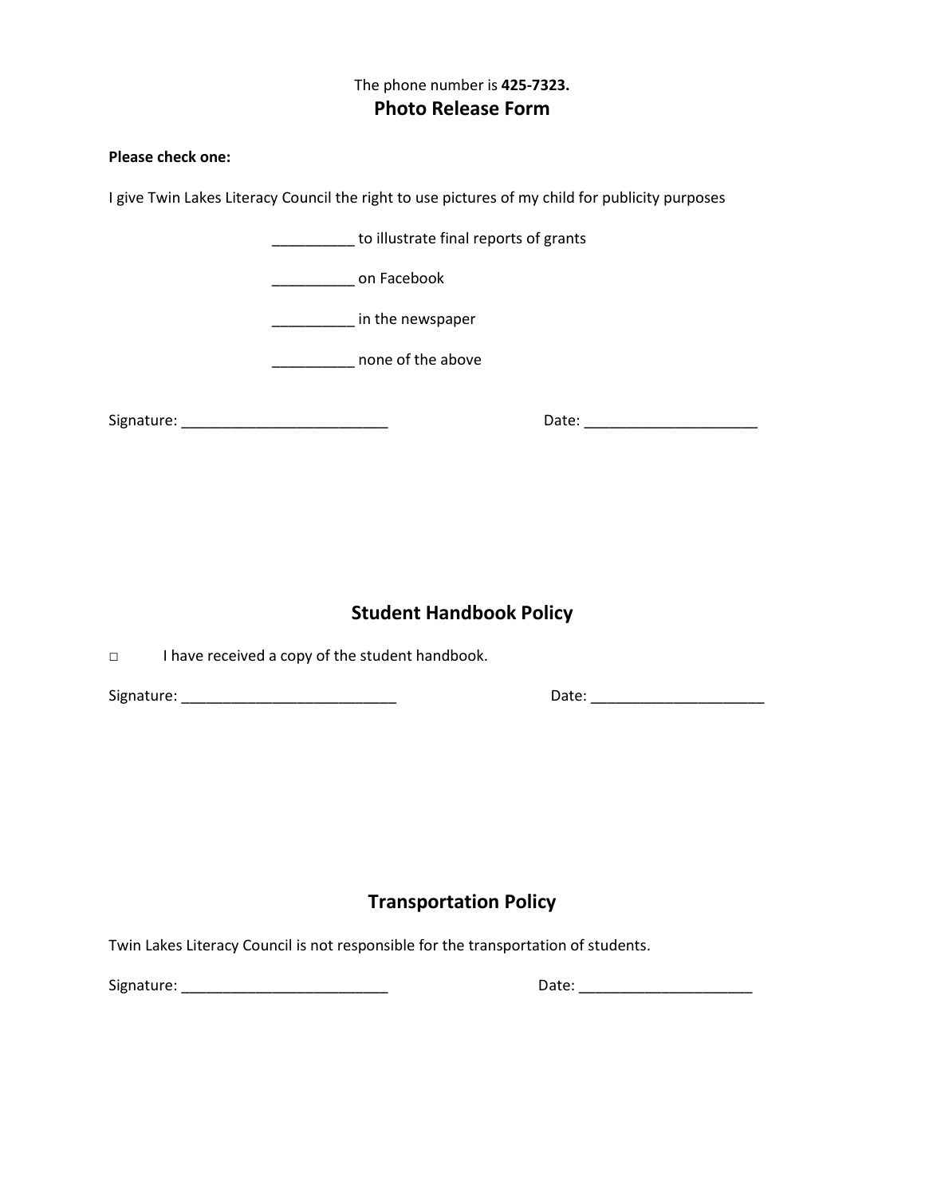The phone number is **425-7323.**

## Photo Release Form

**Please check one:**

I give Twin Lakes Literacy Council the right to use pictures of my child for publicity purposes

__________ to illustrate final reports of grants

__________ on Facebook

__________ in the newspaper

__________ none of the above

Signature: _________________________ Date: _____________________

## Student Handbook Policy

□ I have received a copy of the student handbook.

Signature: __________________________ Date: _____________________

## Transportation Policy

Twin Lakes Literacy Council is not responsible for the transportation of students.

Signature: _________________________ Date: _____________________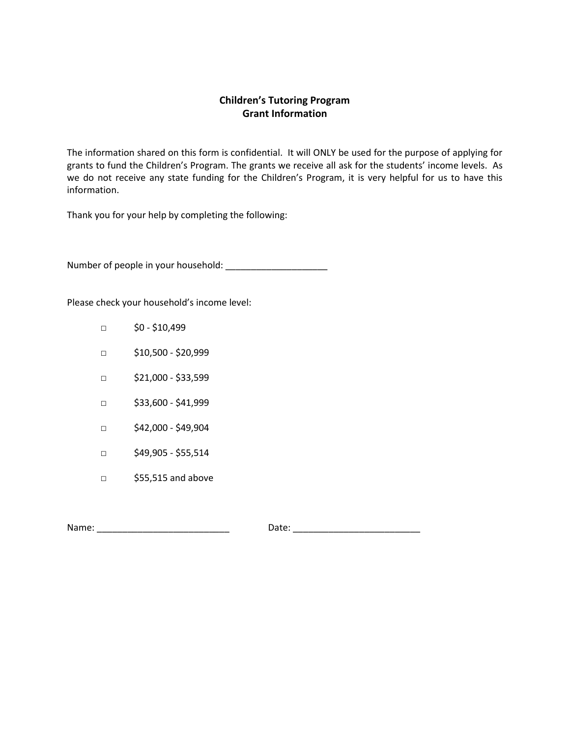**Children's Tutoring Program**
**Grant Information**

The information shared on this form is confidential. It will ONLY be used for the purpose of applying for grants to fund the Children's Program. The grants we receive all ask for the students' income levels. As we do not receive any state funding for the Children's Program, it is very helpful for us to have this information.

Thank you for your help by completing the following:

Number of people in your household: ____________________

Please check your household's income level:

- ☐ $0 - $10,499
- ☐ $10,500 - $20,999
- ☐ $21,000 - $33,599
- ☐ $33,600 - $41,999
- ☐ $42,000 - $49,904
- ☐ $49,905 - $55,514
- ☐ $55,515 and above

Name: ___________________________ Date: __________________________